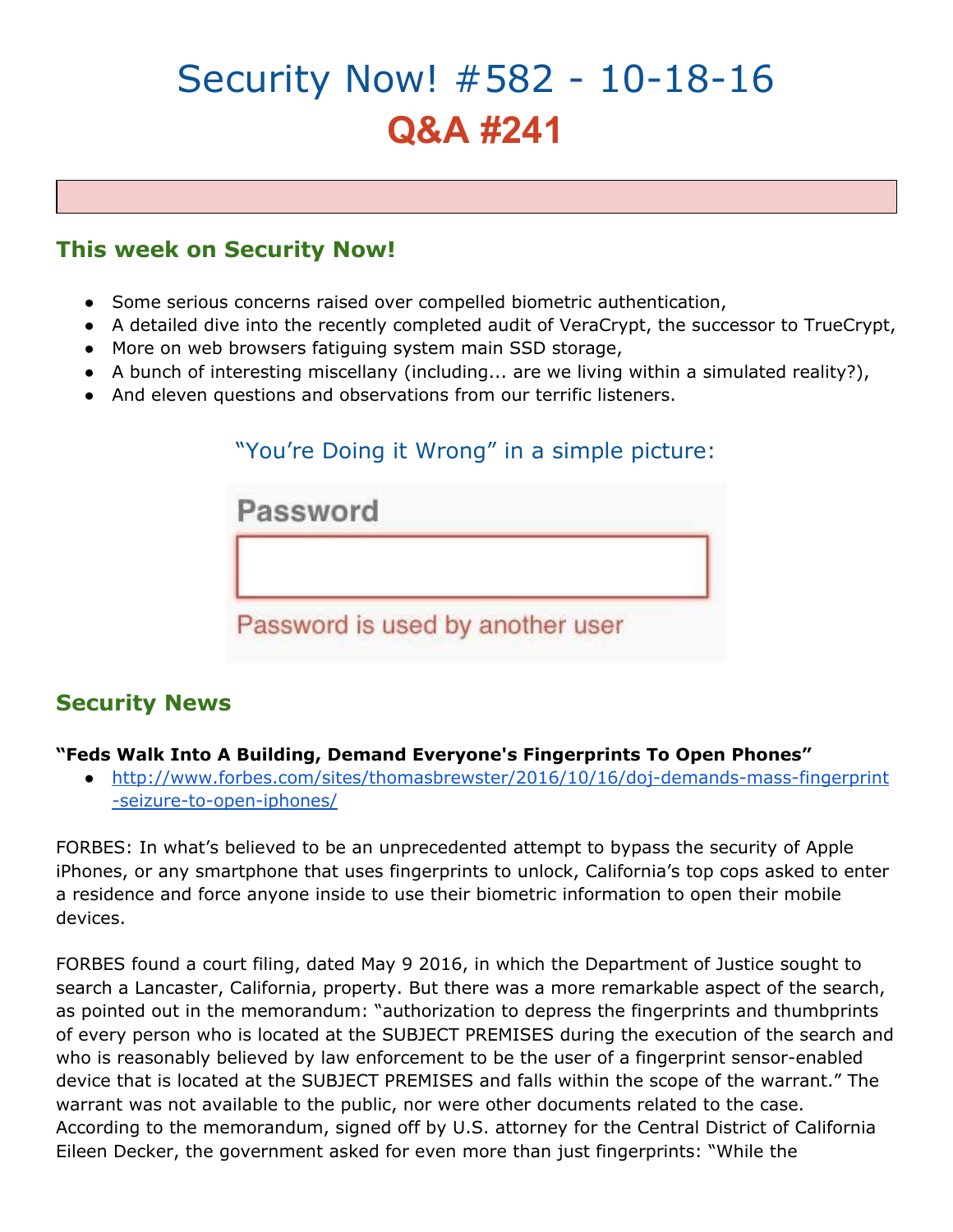# Security Now! #582 - 10-18-16

## Q&A #241

### This week on Security Now!

- Some serious concerns raised over compelled biometric authentication,
- A detailed dive into the recently completed audit of VeraCrypt, the successor to TrueCrypt,
- More on web browsers fatiguing system main SSD storage,
- A bunch of interesting miscellany (including... are we living within a simulated reality?),
- And eleven questions and observations from our terrific listeners.

"You're Doing it Wrong" in a simple picture:

Password

Password is used by another user

## Security News

**"Feds Walk Into A Building, Demand Everyone's Fingerprints To Open Phones"**

- http://www.forbes.com/sites/thomasbrewster/2016/10/16/doj-demands-mass-fingerprint-seizure-to-open-iphones/

FORBES: In what's believed to be an unprecedented attempt to bypass the security of Apple iPhones, or any smartphone that uses fingerprints to unlock, California's top cops asked to enter a residence and force anyone inside to use their biometric information to open their mobile devices.

FORBES found a court filing, dated May 9 2016, in which the Department of Justice sought to search a Lancaster, California, property. But there was a more remarkable aspect of the search, as pointed out in the memorandum: "authorization to depress the fingerprints and thumbprints of every person who is located at the SUBJECT PREMISES during the execution of the search and who is reasonably believed by law enforcement to be the user of a fingerprint sensor-enabled device that is located at the SUBJECT PREMISES and falls within the scope of the warrant." The warrant was not available to the public, nor were other documents related to the case. According to the memorandum, signed off by U.S. attorney for the Central District of California Eileen Decker, the government asked for even more than just fingerprints: "While the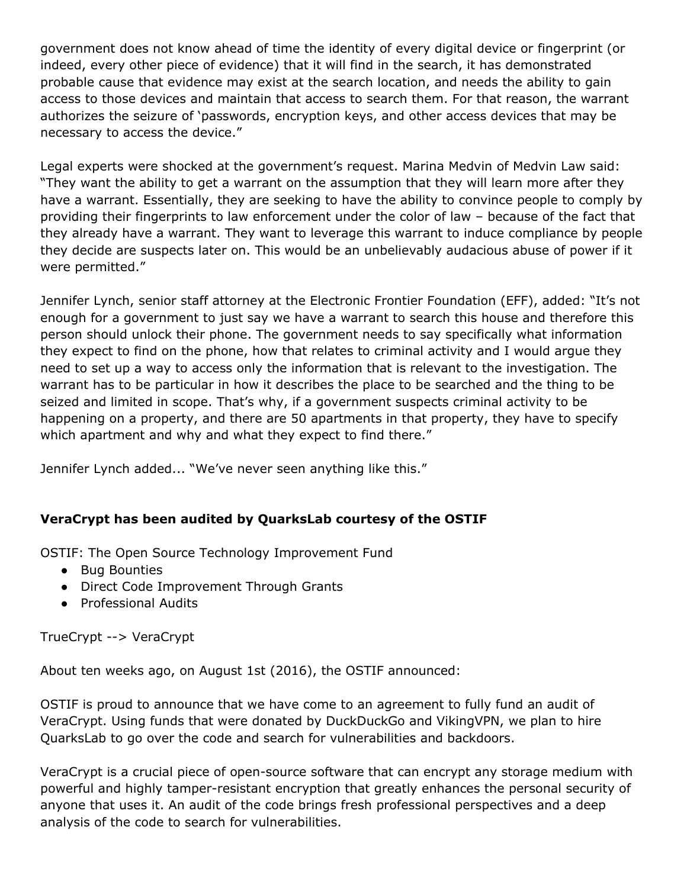government does not know ahead of time the identity of every digital device or fingerprint (or indeed, every other piece of evidence) that it will find in the search, it has demonstrated probable cause that evidence may exist at the search location, and needs the ability to gain access to those devices and maintain that access to search them. For that reason, the warrant authorizes the seizure of 'passwords, encryption keys, and other access devices that may be necessary to access the device."

Legal experts were shocked at the government's request. Marina Medvin of Medvin Law said: "They want the ability to get a warrant on the assumption that they will learn more after they have a warrant. Essentially, they are seeking to have the ability to convince people to comply by providing their fingerprints to law enforcement under the color of law – because of the fact that they already have a warrant. They want to leverage this warrant to induce compliance by people they decide are suspects later on. This would be an unbelievably audacious abuse of power if it were permitted."

Jennifer Lynch, senior staff attorney at the Electronic Frontier Foundation (EFF), added: "It's not enough for a government to just say we have a warrant to search this house and therefore this person should unlock their phone. The government needs to say specifically what information they expect to find on the phone, how that relates to criminal activity and I would argue they need to set up a way to access only the information that is relevant to the investigation. The warrant has to be particular in how it describes the place to be searched and the thing to be seized and limited in scope. That's why, if a government suspects criminal activity to be happening on a property, and there are 50 apartments in that property, they have to specify which apartment and why and what they expect to find there."

Jennifer Lynch added... "We've never seen anything like this."

**VeraCrypt has been audited by QuarksLab courtesy of the OSTIF**

OSTIF: The Open Source Technology Improvement Fund

- Bug Bounties
- Direct Code Improvement Through Grants
- Professional Audits

TrueCrypt --> VeraCrypt

About ten weeks ago, on August 1st (2016), the OSTIF announced:

OSTIF is proud to announce that we have come to an agreement to fully fund an audit of VeraCrypt. Using funds that were donated by DuckDuckGo and VikingVPN, we plan to hire QuarksLab to go over the code and search for vulnerabilities and backdoors.

VeraCrypt is a crucial piece of open-source software that can encrypt any storage medium with powerful and highly tamper-resistant encryption that greatly enhances the personal security of anyone that uses it. An audit of the code brings fresh professional perspectives and a deep analysis of the code to search for vulnerabilities.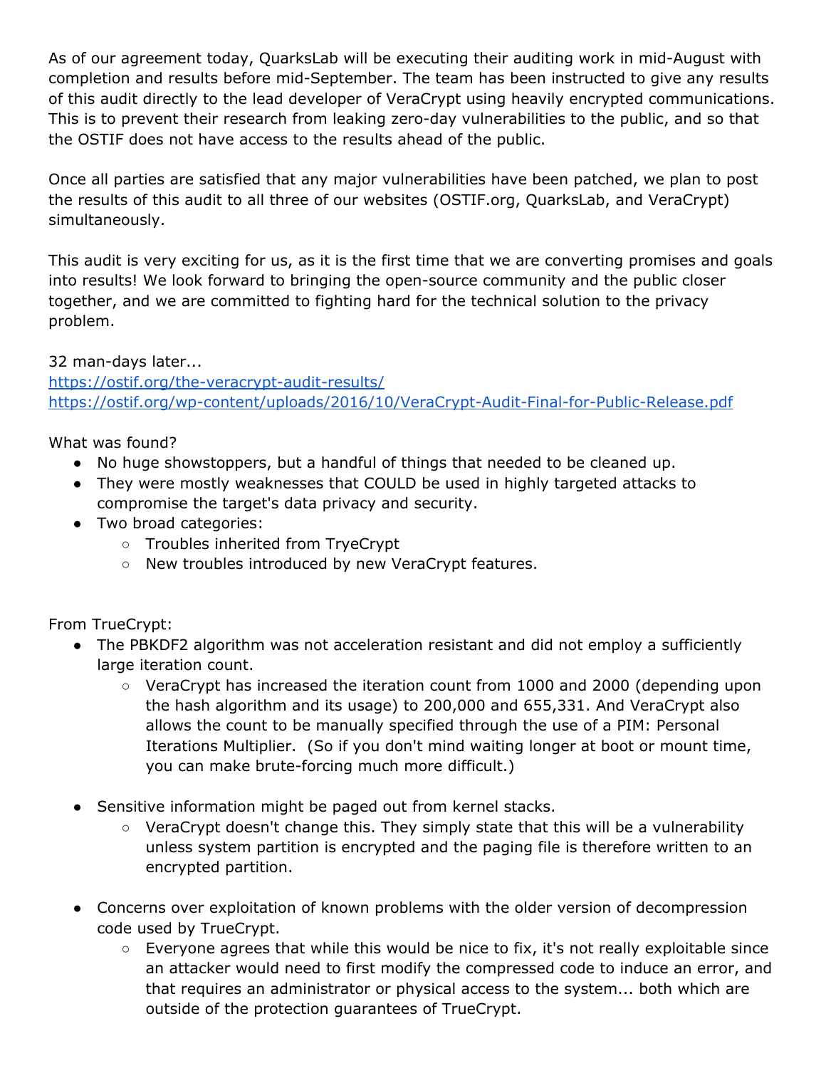As of our agreement today, QuarksLab will be executing their auditing work in mid-August with completion and results before mid-September. The team has been instructed to give any results of this audit directly to the lead developer of VeraCrypt using heavily encrypted communications. This is to prevent their research from leaking zero-day vulnerabilities to the public, and so that the OSTIF does not have access to the results ahead of the public.

Once all parties are satisfied that any major vulnerabilities have been patched, we plan to post the results of this audit to all three of our websites (OSTIF.org, QuarksLab, and VeraCrypt) simultaneously.

This audit is very exciting for us, as it is the first time that we are converting promises and goals into results! We look forward to bringing the open-source community and the public closer together, and we are committed to fighting hard for the technical solution to the privacy problem.

32 man-days later...
https://ostif.org/the-veracrypt-audit-results/
https://ostif.org/wp-content/uploads/2016/10/VeraCrypt-Audit-Final-for-Public-Release.pdf

What was found?

- No huge showstoppers, but a handful of things that needed to be cleaned up.
- They were mostly weaknesses that COULD be used in highly targeted attacks to compromise the target's data privacy and security.
- Two broad categories:
  - Troubles inherited from TryeCrypt
  - New troubles introduced by new VeraCrypt features.

From TrueCrypt:

- The PBKDF2 algorithm was not acceleration resistant and did not employ a sufficiently large iteration count.
  - VeraCrypt has increased the iteration count from 1000 and 2000 (depending upon the hash algorithm and its usage) to 200,000 and 655,331. And VeraCrypt also allows the count to be manually specified through the use of a PIM: Personal Iterations Multiplier. (So if you don't mind waiting longer at boot or mount time, you can make brute-forcing much more difficult.)

- Sensitive information might be paged out from kernel stacks.
  - VeraCrypt doesn't change this. They simply state that this will be a vulnerability unless system partition is encrypted and the paging file is therefore written to an encrypted partition.

- Concerns over exploitation of known problems with the older version of decompression code used by TrueCrypt.
  - Everyone agrees that while this would be nice to fix, it's not really exploitable since an attacker would need to first modify the compressed code to induce an error, and that requires an administrator or physical access to the system... both which are outside of the protection guarantees of TrueCrypt.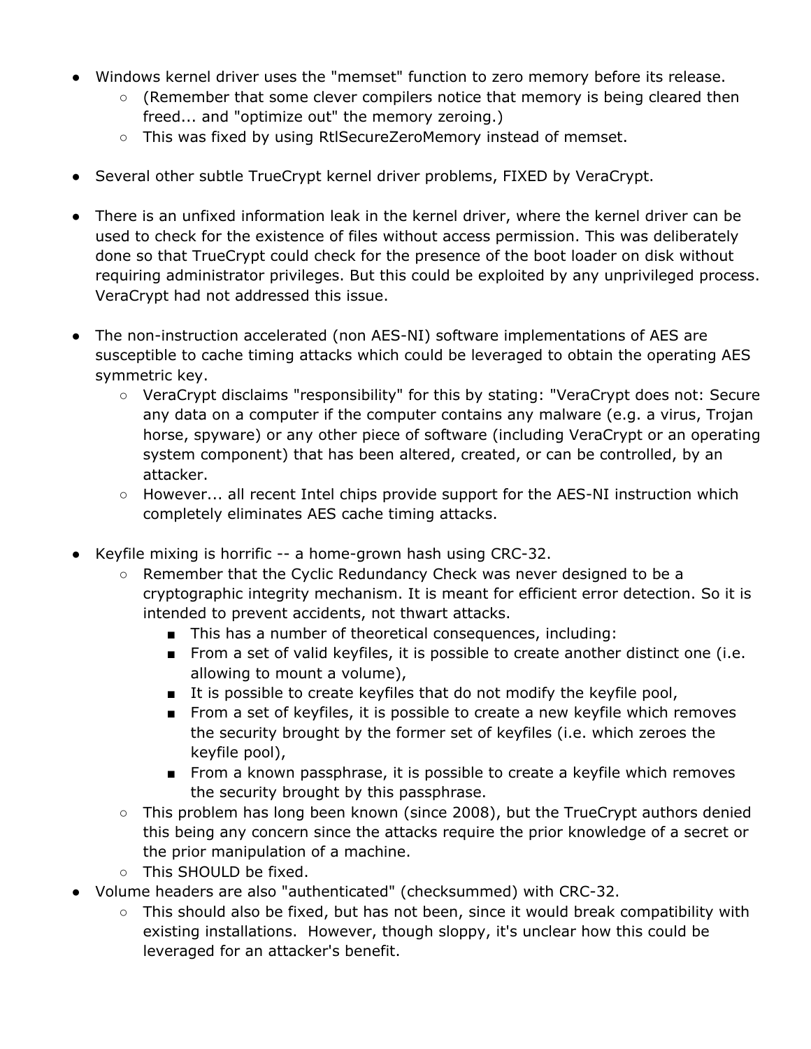- Windows kernel driver uses the "memset" function to zero memory before its release.
    - (Remember that some clever compilers notice that memory is being cleared then freed... and "optimize out" the memory zeroing.)
    - This was fixed by using RtlSecureZeroMemory instead of memset.

- Several other subtle TrueCrypt kernel driver problems, FIXED by VeraCrypt.

- There is an unfixed information leak in the kernel driver, where the kernel driver can be used to check for the existence of files without access permission. This was deliberately done so that TrueCrypt could check for the presence of the boot loader on disk without requiring administrator privileges. But this could be exploited by any unprivileged process. VeraCrypt had not addressed this issue.

- The non-instruction accelerated (non AES-NI) software implementations of AES are susceptible to cache timing attacks which could be leveraged to obtain the operating AES symmetric key.
    - VeraCrypt disclaims "responsibility" for this by stating: "VeraCrypt does not: Secure any data on a computer if the computer contains any malware (e.g. a virus, Trojan horse, spyware) or any other piece of software (including VeraCrypt or an operating system component) that has been altered, created, or can be controlled, by an attacker.
    - However... all recent Intel chips provide support for the AES-NI instruction which completely eliminates AES cache timing attacks.

- Keyfile mixing is horrific -- a home-grown hash using CRC-32.
    - Remember that the Cyclic Redundancy Check was never designed to be a cryptographic integrity mechanism. It is meant for efficient error detection. So it is intended to prevent accidents, not thwart attacks.
        - This has a number of theoretical consequences, including:
        - From a set of valid keyfiles, it is possible to create another distinct one (i.e. allowing to mount a volume),
        - It is possible to create keyfiles that do not modify the keyfile pool,
        - From a set of keyfiles, it is possible to create a new keyfile which removes the security brought by the former set of keyfiles (i.e. which zeroes the keyfile pool),
        - From a known passphrase, it is possible to create a keyfile which removes the security brought by this passphrase.
    - This problem has long been known (since 2008), but the TrueCrypt authors denied this being any concern since the attacks require the prior knowledge of a secret or the prior manipulation of a machine.
    - This SHOULD be fixed.
- Volume headers are also "authenticated" (checksummed) with CRC-32.
    - This should also be fixed, but has not been, since it would break compatibility with existing installations. However, though sloppy, it's unclear how this could be leveraged for an attacker's benefit.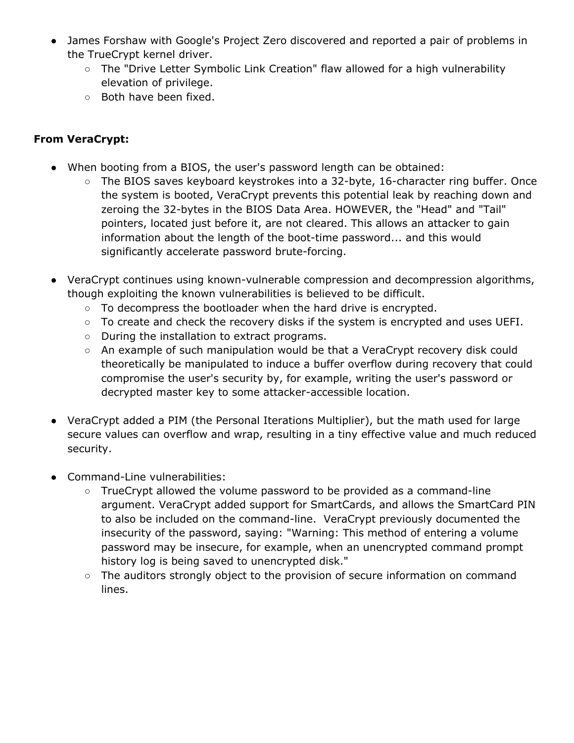- James Forshaw with Google's Project Zero discovered and reported a pair of problems in the TrueCrypt kernel driver.
    - The "Drive Letter Symbolic Link Creation" flaw allowed for a high vulnerability elevation of privilege.
    - Both have been fixed.

**From VeraCrypt:**

- When booting from a BIOS, the user's password length can be obtained:
    - The BIOS saves keyboard keystrokes into a 32-byte, 16-character ring buffer. Once the system is booted, VeraCrypt prevents this potential leak by reaching down and zeroing the 32-bytes in the BIOS Data Area. HOWEVER, the "Head" and "Tail" pointers, located just before it, are not cleared. This allows an attacker to gain information about the length of the boot-time password... and this would significantly accelerate password brute-forcing.

- VeraCrypt continues using known-vulnerable compression and decompression algorithms, though exploiting the known vulnerabilities is believed to be difficult.
    - To decompress the bootloader when the hard drive is encrypted.
    - To create and check the recovery disks if the system is encrypted and uses UEFI.
    - During the installation to extract programs.
    - An example of such manipulation would be that a VeraCrypt recovery disk could theoretically be manipulated to induce a buffer overflow during recovery that could compromise the user's security by, for example, writing the user's password or decrypted master key to some attacker-accessible location.

- VeraCrypt added a PIM (the Personal Iterations Multiplier), but the math used for large secure values can overflow and wrap, resulting in a tiny effective value and much reduced security.

- Command-Line vulnerabilities:
    - TrueCrypt allowed the volume password to be provided as a command-line argument. VeraCrypt added support for SmartCards, and allows the SmartCard PIN to also be included on the command-line. VeraCrypt previously documented the insecurity of the password, saying: "Warning: This method of entering a volume password may be insecure, for example, when an unencrypted command prompt history log is being saved to unencrypted disk."
    - The auditors strongly object to the provision of secure information on command lines.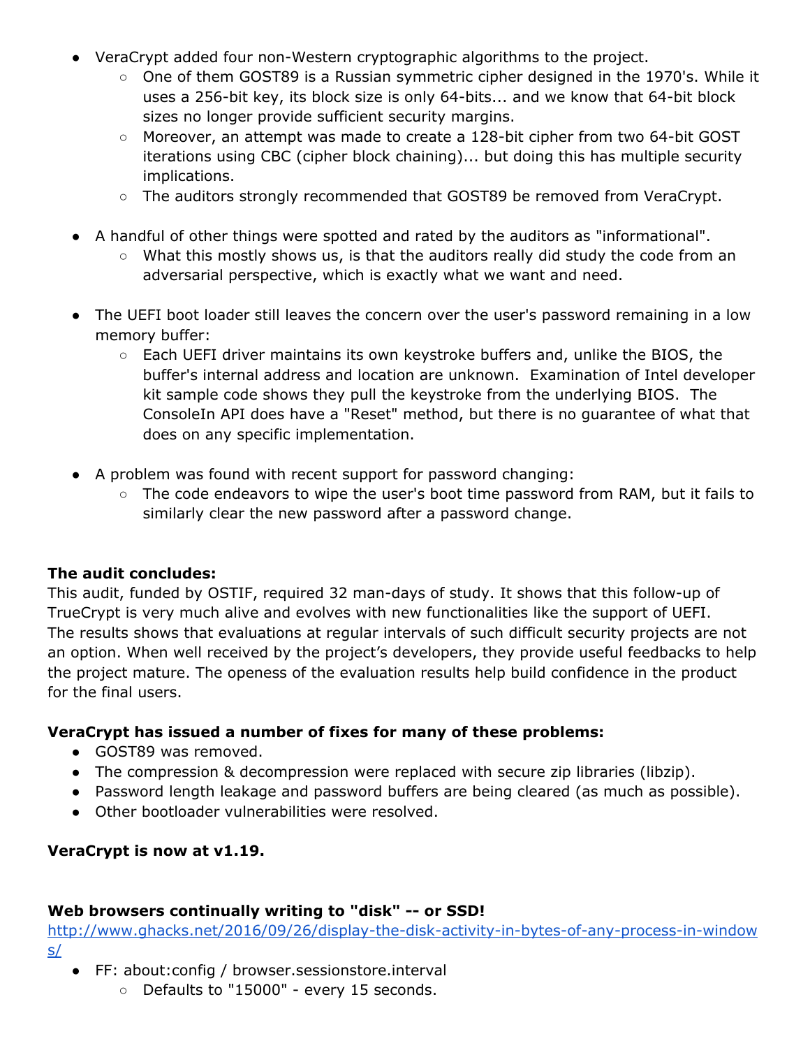- VeraCrypt added four non-Western cryptographic algorithms to the project.
    - One of them GOST89 is a Russian symmetric cipher designed in the 1970's. While it uses a 256-bit key, its block size is only 64-bits... and we know that 64-bit block sizes no longer provide sufficient security margins.
    - Moreover, an attempt was made to create a 128-bit cipher from two 64-bit GOST iterations using CBC (cipher block chaining)... but doing this has multiple security implications.
    - The auditors strongly recommended that GOST89 be removed from VeraCrypt.

- A handful of other things were spotted and rated by the auditors as "informational".
    - What this mostly shows us, is that the auditors really did study the code from an adversarial perspective, which is exactly what we want and need.

- The UEFI boot loader still leaves the concern over the user's password remaining in a low memory buffer:
    - Each UEFI driver maintains its own keystroke buffers and, unlike the BIOS, the buffer's internal address and location are unknown. Examination of Intel developer kit sample code shows they pull the keystroke from the underlying BIOS. The ConsoleIn API does have a "Reset" method, but there is no guarantee of what that does on any specific implementation.

- A problem was found with recent support for password changing:
    - The code endeavors to wipe the user's boot time password from RAM, but it fails to similarly clear the new password after a password change.

**The audit concludes:**
This audit, funded by OSTIF, required 32 man-days of study. It shows that this follow-up of TrueCrypt is very much alive and evolves with new functionalities like the support of UEFI. The results shows that evaluations at regular intervals of such difficult security projects are not an option. When well received by the project's developers, they provide useful feedbacks to help the project mature. The openess of the evaluation results help build confidence in the product for the final users.

**VeraCrypt has issued a number of fixes for many of these problems:**

- GOST89 was removed.
- The compression & decompression were replaced with secure zip libraries (libzip).
- Password length leakage and password buffers are being cleared (as much as possible).
- Other bootloader vulnerabilities were resolved.

**VeraCrypt is now at v1.19.**

**Web browsers continually writing to "disk" -- or SSD!**
[http://www.ghacks.net/2016/09/26/display-the-disk-activity-in-bytes-of-any-process-in-windows/](http://www.ghacks.net/2016/09/26/display-the-disk-activity-in-bytes-of-any-process-in-windows/)

- FF: about:config / browser.sessionstore.interval
    - Defaults to "15000" - every 15 seconds.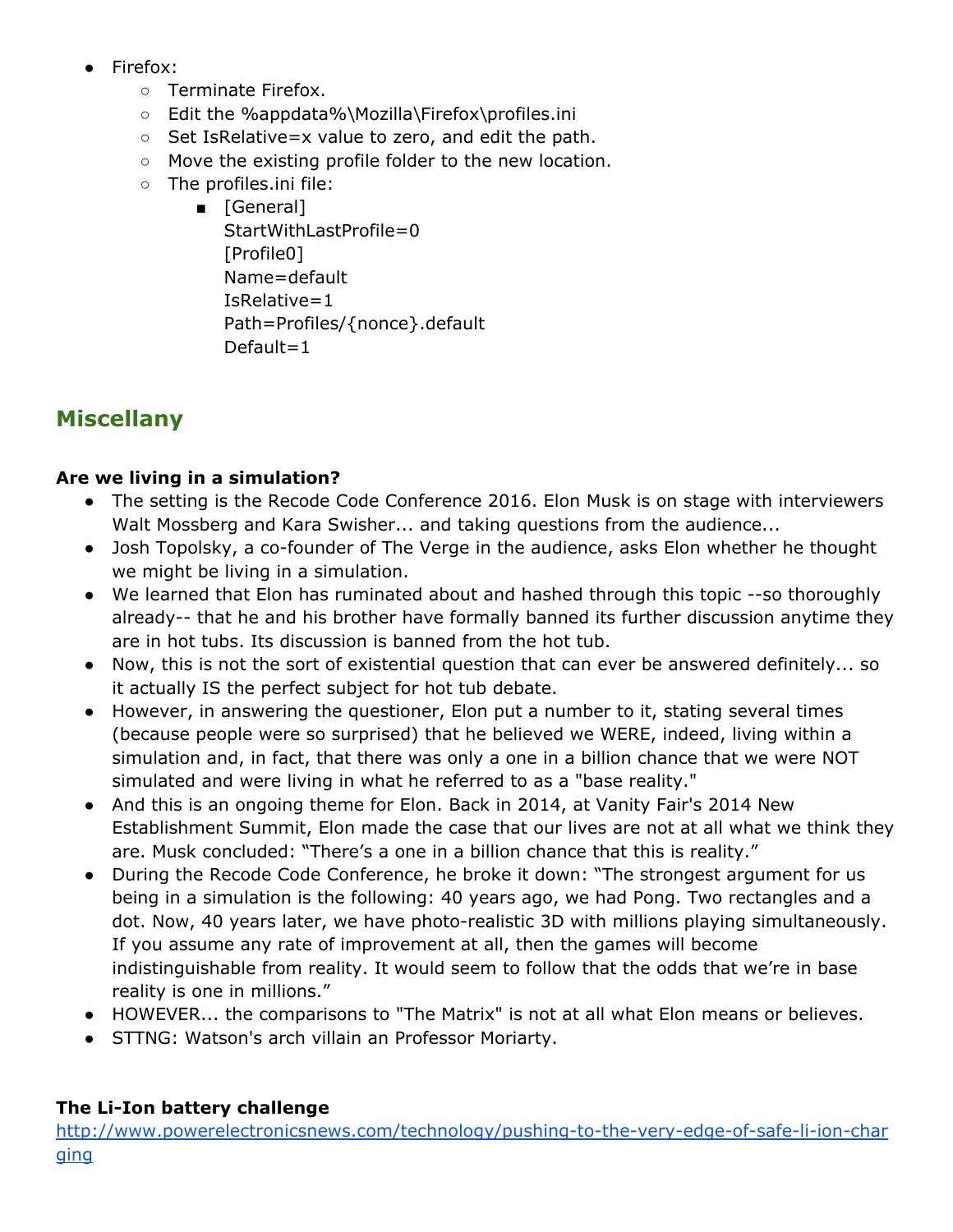- Firefox:
  - Terminate Firefox.
  - Edit the %appdata%\Mozilla\Firefox\profiles.ini
  - Set IsRelative=x value to zero, and edit the path.
  - Move the existing profile folder to the new location.
  - The profiles.ini file:
    - [General]
      StartWithLastProfile=0
      [Profile0]
      Name=default
      IsRelative=1
      Path=Profiles/{nonce}.default
      Default=1

## Miscellany

**Are we living in a simulation?**

- The setting is the Recode Code Conference 2016. Elon Musk is on stage with interviewers Walt Mossberg and Kara Swisher... and taking questions from the audience...
- Josh Topolsky, a co-founder of The Verge in the audience, asks Elon whether he thought we might be living in a simulation.
- We learned that Elon has ruminated about and hashed through this topic --so thoroughly already-- that he and his brother have formally banned its further discussion anytime they are in hot tubs. Its discussion is banned from the hot tub.
- Now, this is not the sort of existential question that can ever be answered definitely... so it actually IS the perfect subject for hot tub debate.
- However, in answering the questioner, Elon put a number to it, stating several times (because people were so surprised) that he believed we WERE, indeed, living within a simulation and, in fact, that there was only a one in a billion chance that we were NOT simulated and were living in what he referred to as a "base reality."
- And this is an ongoing theme for Elon. Back in 2014, at Vanity Fair's 2014 New Establishment Summit, Elon made the case that our lives are not at all what we think they are. Musk concluded: "There's a one in a billion chance that this is reality."
- During the Recode Code Conference, he broke it down: "The strongest argument for us being in a simulation is the following: 40 years ago, we had Pong. Two rectangles and a dot. Now, 40 years later, we have photo-realistic 3D with millions playing simultaneously. If you assume any rate of improvement at all, then the games will become indistinguishable from reality. It would seem to follow that the odds that we're in base reality is one in millions."
- HOWEVER... the comparisons to "The Matrix" is not at all what Elon means or believes.
- STTNG: Watson's arch villain an Professor Moriarty.

**The Li-Ion battery challenge**

[http://www.powerelectronicsnews.com/technology/pushing-to-the-very-edge-of-safe-li-ion-charging](http://www.powerelectronicsnews.com/technology/pushing-to-the-very-edge-of-safe-li-ion-charging)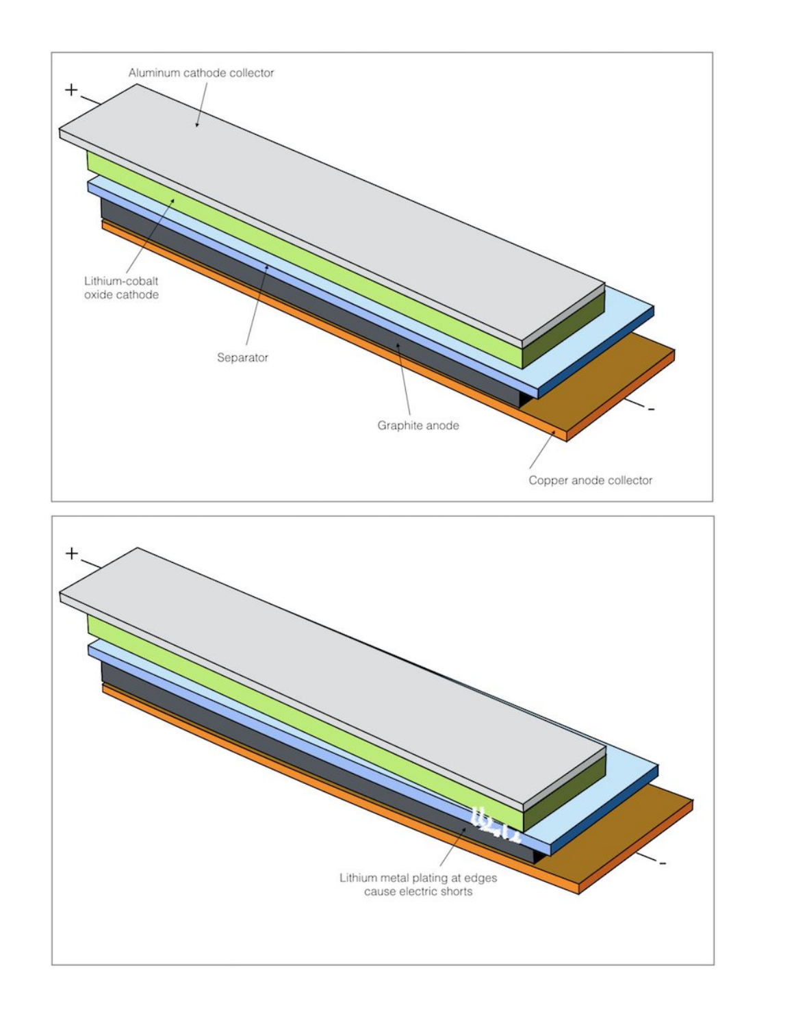Aluminum cathode collector

+

Lithium-cobalt oxide cathode

Separator

Graphite anode

-

Copper anode collector

+

-

Lithium metal plating at edges cause electric shorts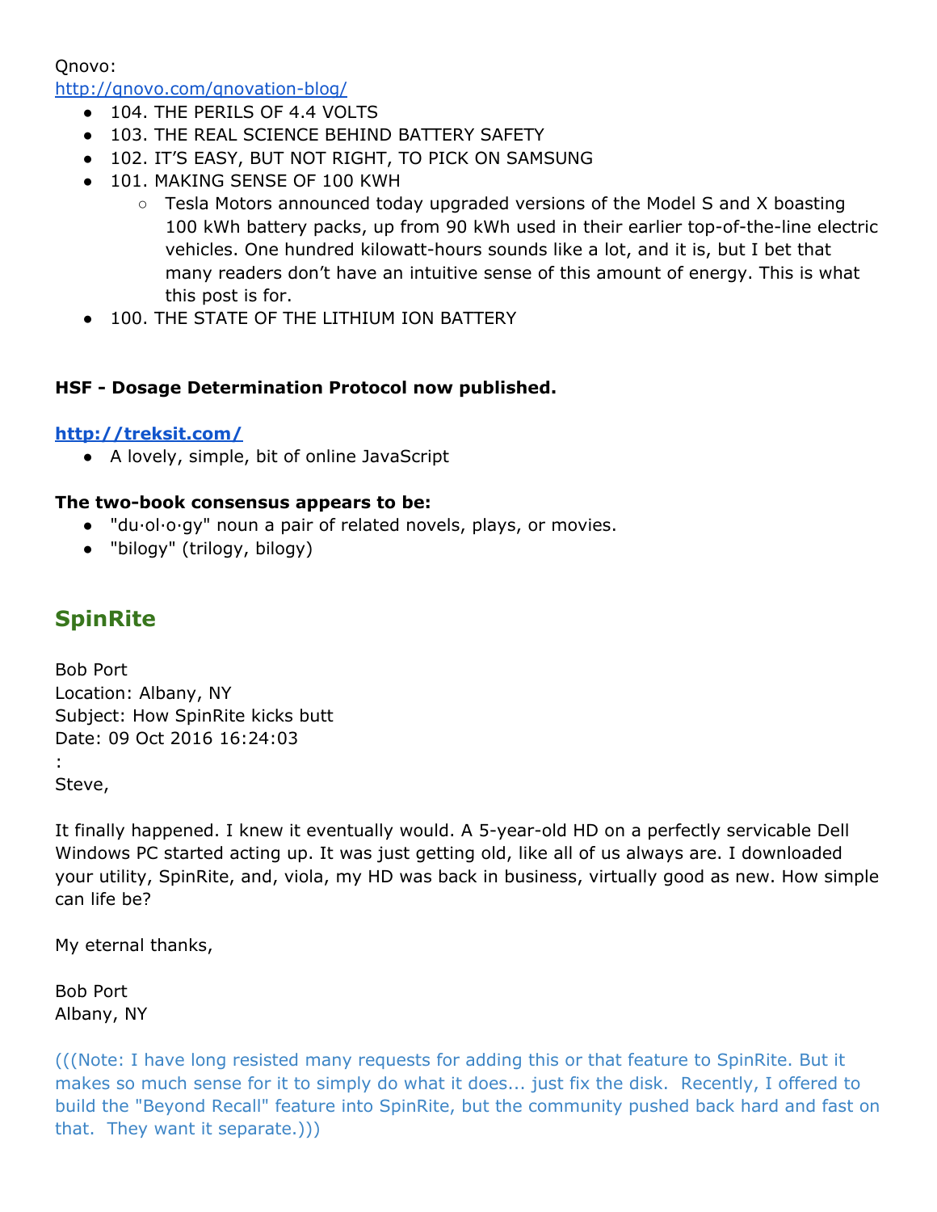Qnovo:
http://qnovo.com/qnovation-blog/

- 104. THE PERILS OF 4.4 VOLTS
- 103. THE REAL SCIENCE BEHIND BATTERY SAFETY
- 102. IT'S EASY, BUT NOT RIGHT, TO PICK ON SAMSUNG
- 101. MAKING SENSE OF 100 KWH
  - Tesla Motors announced today upgraded versions of the Model S and X boasting 100 kWh battery packs, up from 90 kWh used in their earlier top-of-the-line electric vehicles. One hundred kilowatt-hours sounds like a lot, and it is, but I bet that many readers don't have an intuitive sense of this amount of energy. This is what this post is for.
- 100. THE STATE OF THE LITHIUM ION BATTERY

**HSF - Dosage Determination Protocol now published.**

**http://treksit.com/**

- A lovely, simple, bit of online JavaScript

**The two-book consensus appears to be:**

- "du·ol·o·gy" noun a pair of related novels, plays, or movies.
- "bilogy" (trilogy, bilogy)

## SpinRite

Bob Port
Location: Albany, NY
Subject: How SpinRite kicks butt
Date: 09 Oct 2016 16:24:03
:
Steve,

It finally happened. I knew it eventually would. A 5-year-old HD on a perfectly servicable Dell Windows PC started acting up. It was just getting old, like all of us always are. I downloaded your utility, SpinRite, and, viola, my HD was back in business, virtually good as new. How simple can life be?

My eternal thanks,

Bob Port
Albany, NY

(((Note: I have long resisted many requests for adding this or that feature to SpinRite. But it makes so much sense for it to simply do what it does... just fix the disk. Recently, I offered to build the "Beyond Recall" feature into SpinRite, but the community pushed back hard and fast on that. They want it separate.)))